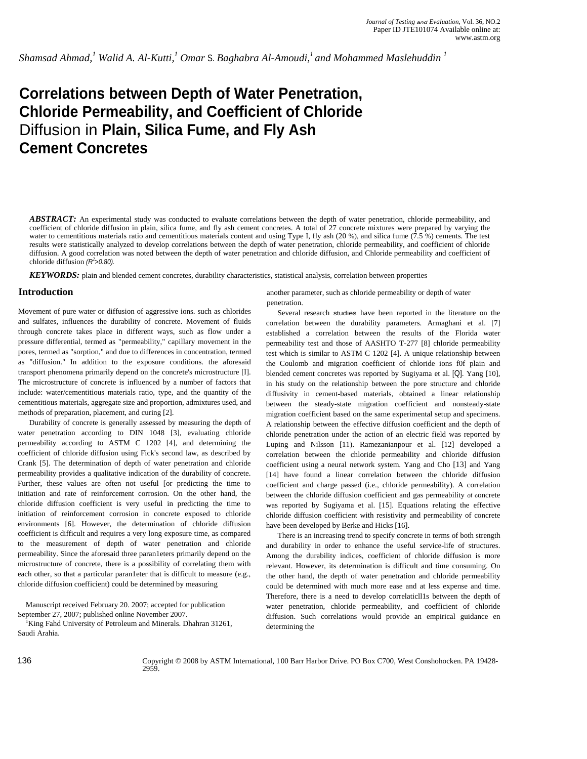*Shamsad Ahmad,[1] Walid A. Al-Kutti,[1] Omar S. Baghabra Al-Amoudi,[1] and Mohammed Maslehuddin [1]*

# Correlations between Depth of Water Penetration, Chloride Permeability, and Coefficient of Chloride Diffusion in Plain, Silica Fume, and Fly Ash Cement Concretes

***ABSTRACT:*** An experimental study was conducted to evaluate correlations between the depth of water penetration, chloride permeability, and coefficient of chloride diffusion in plain, silica fume, and fly ash cement concretes. A total of 27 concrete mixtures were prepared by varying the water to cementitious materials ratio and cementitious materials content and using Type I, fly ash (20 %), and silica fume (7.5 %) cements. The test results were statistically analyzed to develop correlations between the depth of water penetration, chloride permeability, and coefficient of chloride diffusion. A good correlation was noted between the depth of water penetration and chloride diffusion, and Chloride permeability and coefficient of chloride diffusion *($R^2$>0.80).*

***KEYWORDS:*** plain and blended cement concretes, durability characteristics, statistical analysis, correlation between properties

## Introduction

Movement of pure water or diffusion of aggressive ions. such as chlorides and sulfates, influences the durability of concrete. Movement of fluids through concrete takes place in different ways, such as flow under a pressure differential, termed as "permeability," capillary movement in the pores, termed as "sorption," and due to differences in concentration, termed as "diffusion." In addition to the exposure conditions. the aforesaid transport phenomena primarily depend on the concrete's microstructure [I]. The microstructure of concrete is influenced by a number of factors that include: water/cementitious materials ratio, type, and the quantity of the cementitious materials, aggregate size and proportion, admixtures used, and methods of preparation, placement, and curing [2].

Durability of concrete is generally assessed by measuring the depth of water penetration according to DIN 1048 [3], evaluating chloride permeability according to ASTM C 1202 [4], and determining the coefficient of chloride diffusion using Fick's second law, as described by Crank [5]. The determination of depth of water penetration and chloride permeability provides a qualitative indication of the durability of concrete. Further, these values are often not useful [or predicting the time to initiation and rate of reinforcement corrosion. On the other hand, the chloride diffusion coefficient is very useful in predicting the time to initiation of reinforcement corrosion in concrete exposed to chloride environments [6]. However, the determination of chloride diffusion coefficient is difficult and requires a very long exposure time, as compared to the measurement of depth of water penetration and chloride permeability. Since the aforesaid three paran1eters primarily depend on the microstructure of concrete, there is a possibility of correlating them with each other, so that a particular paran1eter that is difficult to measure (e.g., chloride diffusion coefficient) could be determined by measuring another parameter, such as chloride permeability or depth of water penetration.

Several research studies have been reported in the literature on the correlation between the durability parameters. Armaghani et al. [7] established a correlation between the results of the Florida water permeability test and those of AASHTO T-277 [8] chloride permeability test which is similar to ASTM C 1202 [4]. A unique relationship between the Coulomb and migration coefficient of chloride ions f0f plain and blended cement concretes was reported by Sugiyama et al. [Q]. Yang [10], in his study on the relationship between the pore structure and chloride diffusivity in cement-based materials, obtained a linear relationship between the steady-state migration coefficient and nonsteady-state migration coefficient based on the same experimental setup and specimens. A relationship between the effective diffusion coefficient and the depth of chloride penetration under the action of an electric field was reported by Luping and Nilsson [11]. Ramezanianpour et al. [12] developed a correlation between the chloride permeability and chloride diffusion coefficient using a neural network system. Yang and Cho [13] and Yang [14] have found a linear correlation between the chloride diffusion coefficient and charge passed (i.e., chloride permeability). A correlation between the chloride diffusion coefficient and gas permeability of concrete was reported by Sugiyama et al. [15]. Equations relating the effective chloride diffusion coefficient with resistivity and permeability of concrete have been developed by Berke and Hicks [16].

There is an increasing trend to specify concrete in terms of both strength and durability in order to enhance the useful service-life of structures. Among the durability indices, coefficient of chloride diffusion is more relevant. However, its determination is difficult and time consuming. On the other hand, the depth of water penetration and chloride permeability could be determined with much more ease and at less expense and time. Therefore, there is a need to develop correlaticll1s between the depth of water penetration, chloride permeability, and coefficient of chloride diffusion. Such correlations would provide an empirical guidance en determining the

Manuscript received February 20. 2007; accepted for publication September 27, 2007; published online November 2007.

[1]King Fahd University of Petroleum and Minerals. Dhahran 31261, Saudi Arahia.

Copyright © 2008 by ASTM International, 100 Barr Harbor Drive. PO Box C700, West Conshohocken. PA 19428-2959.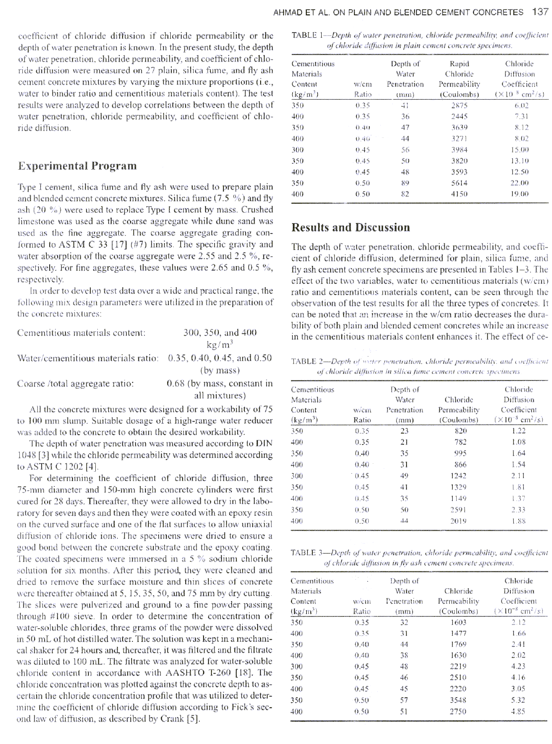coefficient of chloride diffusion if chloride permeability or the depth of water penetration is known. In the present study, the depth of water penetration, chloride permeability, and coefficient of chloride diffusion were measured on 27 plain, silica fume, and fly ash cement concrete mixtures by varying the mixture proportions (i.e., water to binder ratio and cementitious materials content). The test results were analyzed to develop correlations between the depth of water penetration, chloride permeability, and coefficient of chloride diffusion.

## Experimental Program

Type I cement, silica fume and fly ash were used to prepare plain and blended cement concrete mixtures. Silica fume (7.5 %) and fly ash (20 %) were used to replace Type I cement by mass. Crushed limestone was used as the coarse aggregate while dune sand was used as the fine aggregate. The coarse aggregate grading conformed to ASTM C 33 [17] (#7) limits. The specific gravity and water absorption of the coarse aggregate were 2.55 and 2.5 %, respectively. For fine aggregates, these values were 2.65 and 0.5 %, respectively.

In order to develop test data over a wide and practical range, the following mix design parameters were utilized in the preparation of the concrete mixtures:

Cementitious materials content: 300, 350, and 400 kg/m$^3$

Water/cementitious materials ratio: 0.35, 0.40, 0.45, and 0.50 (by mass)

Coarse /total aggregate ratio: 0.68 (by mass, constant in all mixtures)

All the concrete mixtures were designed for a workability of 75 to 100 mm slump. Suitable dosage of a high-range water reducer was added to the concrete to obtain the desired workability.

The depth of water penetration was measured according to DIN 1048 [3] while the chloride permeability was determined according to ASTM C 1202 [4].

For determining the coefficient of chloride diffusion, three 75-mm diameter and 150-mm high concrete cylinders were first cured for 28 days. Thereafter, they were allowed to dry in the laboratory for seven days and then they were coated with an epoxy resin on the curved surface and one of the flat surfaces to allow uniaxial diffusion of chloride ions. The specimens were dried to ensure a good bond between the concrete substrate and the epoxy coating. The coated specimens were immersed in a 5 % sodium chloride solution for six months. After this period, they were cleaned and dried to remove the surface moisture and thin slices of concrete were thereafter obtained at 5, 15, 35, 50, and 75 mm by dry cutting. The slices were pulverized and ground to a fine powder passing through #100 sieve. In order to determine the concentration of water-soluble chlorides, three grams of the powder were dissolved in 50 mL of hot distilled water. The solution was kept in a mechanical shaker for 24 hours and, thereafter, it was filtered and the filtrate was diluted to 100 mL. The filtrate was analyzed for water-soluble chloride content in accordance with AASHTO T-260 [18]. The chloride concentration was plotted against the concrete depth to ascertain the chloride concentration profile that was utilized to determine the coefficient of chloride diffusion according to Fick's second law of diffusion, as described by Crank [5].

TABLE 1—*Depth of water penetration, chloride permeability, and coefficient of chloride diffusion in plain cement concrete specimens.*

| Cementitious Materials Content (kg/m$^3$) | w/cm Ratio | Depth of Water Penetration (mm) | Rapid Chloride Permeability (Coulombs) | Chloride Diffusion Coefficient ($\times 10^{-8}$ cm$^2$/s) |
|---|---|---|---|---|
| 350 | 0.35 | 41 | 2875 | 6.02 |
| 400 | 0.35 | 36 | 2445 | 7.31 |
| 350 | 0.40 | 47 | 3639 | 8.12 |
| 400 | 0.40 | 44 | 3271 | 8.02 |
| 300 | 0.45 | 56 | 3984 | 15.00 |
| 350 | 0.45 | 50 | 3820 | 13.10 |
| 400 | 0.45 | 48 | 3593 | 12.50 |
| 350 | 0.50 | 89 | 5614 | 22.00 |
| 400 | 0.50 | 82 | 4150 | 19.00 |

## Results and Discussion

The depth of water penetration, chloride permeability, and coefficient of chloride diffusion, determined for plain, silica fume, and fly ash cement concrete specimens are presented in Tables 1–3. The effect of the two variables, water to cementitious materials (w/cm) ratio and cementitious materials content, can be seen through the observation of the test results for all the three types of concretes. It can be noted that an increase in the w/cm ratio decreases the durability of both plain and blended cement concretes while an increase in the cementitious materials content enhances it. The effect of ce-

TABLE 2—*Depth of water penetration, chloride permeability, and coefficient of chloride diffusion in silica fume cement concrete specimens.*

| Cementitious Materials Content (kg/m$^3$) | w/cm Ratio | Depth of Water Penetration (mm) | Chloride Permeability (Coulombs) | Chloride Diffusion Coefficient ($\times 10^{-8}$ cm$^2$/s) |
|---|---|---|---|---|
| 350 | 0.35 | 23 | 820 | 1.22 |
| 400 | 0.35 | 21 | 782 | 1.08 |
| 350 | 0.40 | 35 | 995 | 1.64 |
| 400 | 0.40 | 31 | 866 | 1.54 |
| 300 | 0.45 | 49 | 1242 | 2.11 |
| 350 | 0.45 | 41 | 1329 | 1.81 |
| 400 | 0.45 | 35 | 1149 | 1.37 |
| 350 | 0.50 | 50 | 2591 | 2.33 |
| 400 | 0.50 | 44 | 2019 | 1.88 |

TABLE 3—*Depth of water penetration, chloride permeability, and coefficient of chloride diffusion in fly ash cement concrete specimens.*

| Cementitious Materials Content (kg/m$^3$) | w/cm Ratio | Depth of Water Penetration (mm) | Chloride Permeability (Coulombs) | Chloride Diffusion Coefficient ($\times 10^{-8}$ cm$^2$/s) |
|---|---|---|---|---|
| 350 | 0.35 | 32 | 1603 | 2.12 |
| 400 | 0.35 | 31 | 1477 | 1.66 |
| 350 | 0.40 | 44 | 1769 | 2.41 |
| 400 | 0.40 | 38 | 1630 | 2.02 |
| 300 | 0.45 | 48 | 2219 | 4.23 |
| 350 | 0.45 | 46 | 2510 | 4.16 |
| 400 | 0.45 | 45 | 2220 | 3.05 |
| 350 | 0.50 | 57 | 3548 | 5.32 |
| 400 | 0.50 | 51 | 2750 | 4.85 |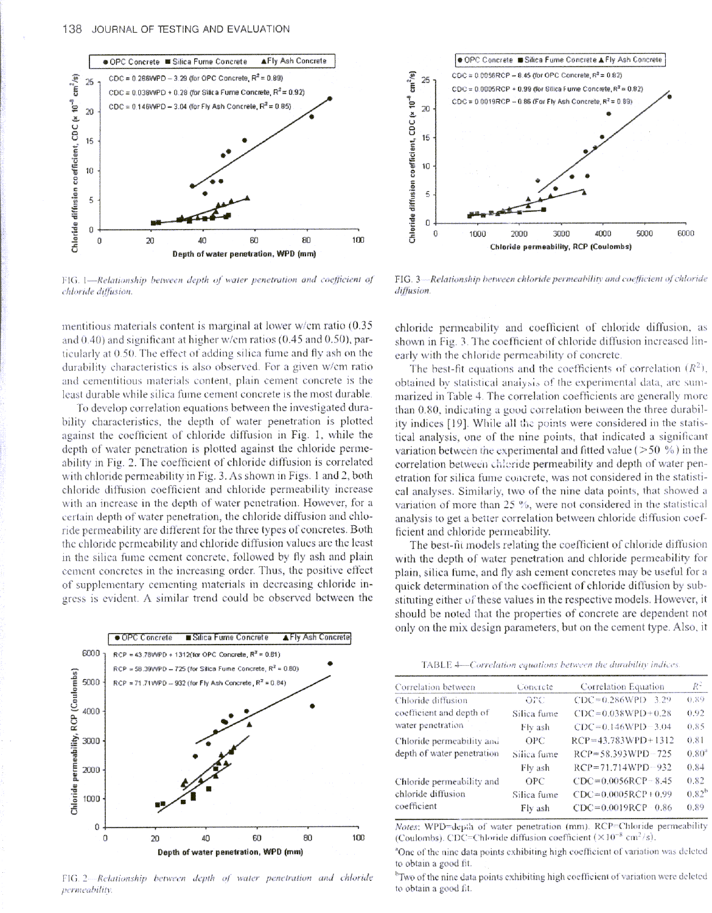mentitious materials content is marginal at lower w/cm ratio (0.35 and 0.40) and significant at higher w/cm ratios (0.45 and 0.50), particularly at 0.50. The effect of adding silica fume and fly ash on the durability characteristics is also observed. For a given w/cm ratio and cementitious materials content, plain cement concrete is the least durable while silica fume cement concrete is the most durable.

To develop correlation equations between the investigated durability characteristics, the depth of water penetration is plotted against the coefficient of chloride diffusion in Fig. 1, while the depth of water penetration is plotted against the chloride permeability in Fig. 2. The coefficient of chloride diffusion is correlated with chloride permeability in Fig. 3. As shown in Figs. 1 and 2, both chloride diffusion coefficient and chloride permeability increase with an increase in the depth of water penetration. However, for a certain depth of water penetration, the chloride diffusion and chloride permeability are different for the three types of concretes. Both the chloride permeability and chloride diffusion values are the least in the silica fume cement concrete, followed by fly ash and plain cement concretes in the increasing order. Thus, the positive effect of supplementary cementing materials in decreasing chloride ingress is evident. A similar trend could be observed between the chloride permeability and coefficient of chloride diffusion, as shown in Fig. 3. The coefficient of chloride diffusion increased linearly with the chloride permeability of concrete.

FIG. 1—*Relationship between depth of water penetration and coefficient of chloride diffusion.*

FIG. 2—*Relationship between depth of water penetration and chloride permeability.*

FIG. 3—*Relationship between chloride permeability and coefficient of chloride diffusion.*

The best-fit equations and the coefficients of correlation ($R^2$), obtained by statistical analysis of the experimental data, are summarized in Table 4. The correlation coefficients are generally more than 0.80, indicating a good correlation between the three durability indices [19]. While all the points were considered in the statistical analysis, one of the nine points, that indicated a significant variation between the experimental and fitted value (>50 %) in the correlation between chloride permeability and depth of water penetration for silica fume concrete, was not considered in the statistical analyses. Similarly, two of the nine data points, that showed a variation of more than 25 %, were not considered in the statistical analysis to get a better correlation between chloride diffusion coefficient and chloride permeability.

The best-fit models relating the coefficient of chloride diffusion with the depth of water penetration and chloride permeability for plain, silica fume, and fly ash cement concretes may be useful for a quick determination of the coefficient of chloride diffusion by substituting either of these values in the respective models. However, it should be noted that the properties of concrete are dependent not only on the mix design parameters, but on the cement type. Also, it

TABLE 4—*Correlation equations between the durability indices.*

| Correlation between | Concrete | Correlation Equation | $R^2$ |
|---|---|---|---|
| Chloride diffusion coefficient and depth of water penetration | OPC | CDC=0.286WPD−3.29 | 0.89 |
| | Silica fume | CDC=0.038WPD+0.28 | 0.92 |
| | Fly ash | CDC=0.146WPD−3.04 | 0.85 |
| Chloride permeability and depth of water penetration | OPC | RCP=43.783WPD+1312 | 0.81 |
| | Silica fume | RCP=58.393WPD−725 | 0.80[a] |
| | Fly ash | RCP=71.714WPD−932 | 0.84 |
| Chloride permeability and chloride diffusion coefficient | OPC | CDC=0.0056RCP−8.45 | 0.82 |
| | Silica fume | CDC=0.0005RCP+0.99 | 0.82[b] |
| | Fly ash | CDC=0.0019RCP−0.86 | 0.89 |

*Notes:* WPD=depth of water penetration (mm). RCP=Chloride permeability (Coulombs). CDC=Chloride diffusion coefficient ($\times 10^{-8}$ $cm^2/s$).

[a]One of the nine data points exhibiting high coefficient of variation was deleted to obtain a good fit.

[b]Two of the nine data points exhibiting high coefficient of variation were deleted to obtain a good fit.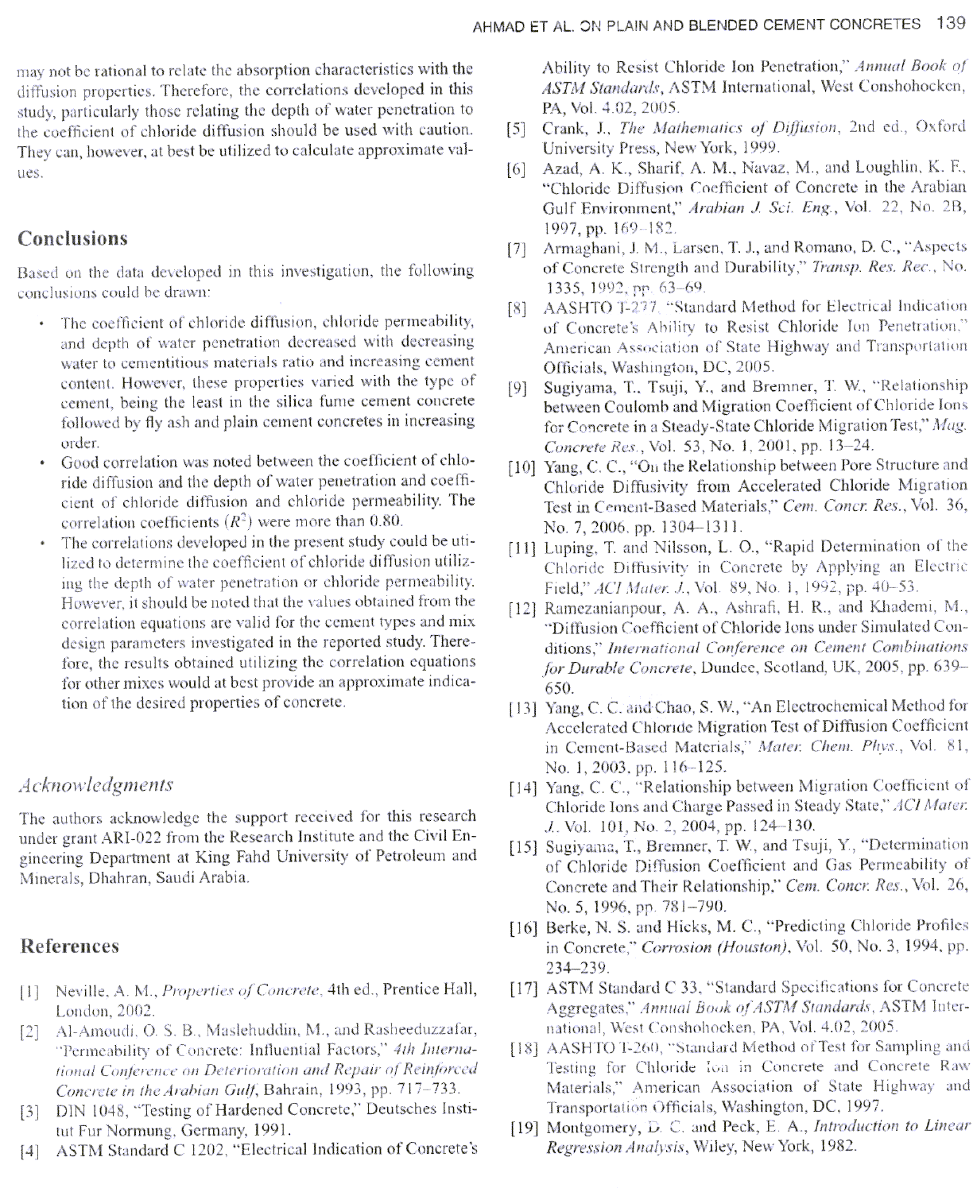may not be rational to relate the absorption characteristics with the diffusion properties. Therefore, the correlations developed in this study, particularly those relating the depth of water penetration to the coefficient of chloride diffusion should be used with caution. They can, however, at best be utilized to calculate approximate values.

## Conclusions

Based on the data developed in this investigation, the following conclusions could be drawn:

- The coefficient of chloride diffusion, chloride permeability, and depth of water penetration decreased with decreasing water to cementitious materials ratio and increasing cement content. However, these properties varied with the type of cement, being the least in the silica fume cement concrete followed by fly ash and plain cement concretes in increasing order.
- Good correlation was noted between the coefficient of chloride diffusion and the depth of water penetration and coefficient of chloride diffusion and chloride permeability. The correlation coefficients ($R^2$) were more than 0.80.
- The correlations developed in the present study could be utilized to determine the coefficient of chloride diffusion utilizing the depth of water penetration or chloride permeability. However, it should be noted that the values obtained from the correlation equations are valid for the cement types and mix design parameters investigated in the reported study. Therefore, the results obtained utilizing the correlation equations for other mixes would at best provide an approximate indication of the desired properties of concrete.

## *Acknowledgments*

The authors acknowledge the support received for this research under grant ARI-022 from the Research Institute and the Civil Engineering Department at King Fahd University of Petroleum and Minerals, Dhahran, Saudi Arabia.

## References

[1] Neville, A. M., *Properties of Concrete*, 4th ed., Prentice Hall, London, 2002.

[2] Al-Amoudi, O. S. B., Maslehuddin, M., and Rasheeduzzafar, "Permeability of Concrete: Influential Factors," *4th International Conference on Deterioration and Repair of Reinforced Concrete in the Arabian Gulf*, Bahrain, 1993, pp. 717–733.

[3] DIN 1048, "Testing of Hardened Concrete," Deutsches Institut Fur Normung, Germany, 1991.

[4] ASTM Standard C 1202, "Electrical Indication of Concrete's Ability to Resist Chloride Ion Penetration," *Annual Book of ASTM Standards*, ASTM International, West Conshohocken, PA, Vol. 4.02, 2005.

[5] Crank, J., *The Mathematics of Diffusion*, 2nd ed., Oxford University Press, New York, 1999.

[6] Azad, A. K., Sharif, A. M., Navaz, M., and Loughlin, K. F., "Chloride Diffusion Coefficient of Concrete in the Arabian Gulf Environment," *Arabian J. Sci. Eng.*, Vol. 22, No. 2B, 1997, pp. 169–182.

[7] Armaghani, J. M., Larsen, T. J., and Romano, D. C., "Aspects of Concrete Strength and Durability," *Transp. Res. Rec.*, No. 1335, 1992, pp. 63–69.

[8] AASHTO T-277, "Standard Method for Electrical Indication of Concrete's Ability to Resist Chloride Ion Penetration," American Association of State Highway and Transportation Officials, Washington, DC, 2005.

[9] Sugiyama, T., Tsuji, Y., and Bremner, T. W., "Relationship between Coulomb and Migration Coefficient of Chloride Ions for Concrete in a Steady-State Chloride Migration Test," *Mag. Concrete Res.*, Vol. 53, No. 1, 2001, pp. 13–24.

[10] Yang, C. C., "On the Relationship between Pore Structure and Chloride Diffusivity from Accelerated Chloride Migration Test in Cement-Based Materials," *Cem. Concr. Res.*, Vol. 36, No. 7, 2006, pp. 1304–1311.

[11] Luping, T. and Nilsson, L. O., "Rapid Determination of the Chloride Diffusivity in Concrete by Applying an Electric Field," *ACI Mater. J.*, Vol. 89, No. 1, 1992, pp. 40–53.

[12] Ramezanianpour, A. A., Ashrafi, H. R., and Khademi, M., "Diffusion Coefficient of Chloride Ions under Simulated Conditions," *International Conference on Cement Combinations for Durable Concrete*, Dundee, Scotland, UK, 2005, pp. 639–650.

[13] Yang, C. C. and Chao, S. W., "An Electrochemical Method for Accelerated Chloride Migration Test of Diffusion Coefficient in Cement-Based Materials," *Mater. Chem. Phys.*, Vol. 81, No. 1, 2003, pp. 116–125.

[14] Yang, C. C., "Relationship between Migration Coefficient of Chloride Ions and Charge Passed in Steady State," *ACI Mater. J.*, Vol. 101, No. 2, 2004, pp. 124–130.

[15] Sugiyama, T., Bremner, T. W., and Tsuji, Y., "Determination of Chloride Diffusion Coefficient and Gas Permeability of Concrete and Their Relationship," *Cem. Concr. Res.*, Vol. 26, No. 5, 1996, pp. 781–790.

[16] Berke, N. S. and Hicks, M. C., "Predicting Chloride Profiles in Concrete," *Corrosion (Houston)*, Vol. 50, No. 3, 1994, pp. 234–239.

[17] ASTM Standard C 33, "Standard Specifications for Concrete Aggregates," *Annual Book of ASTM Standards*, ASTM International, West Conshohocken, PA, Vol. 4.02, 2005.

[18] AASHTO T-260, "Standard Method of Test for Sampling and Testing for Chloride Ion in Concrete and Concrete Raw Materials," American Association of State Highway and Transportation Officials, Washington, DC, 1997.

[19] Montgomery, D. C. and Peck, E. A., *Introduction to Linear Regression Analysis*, Wiley, New York, 1982.